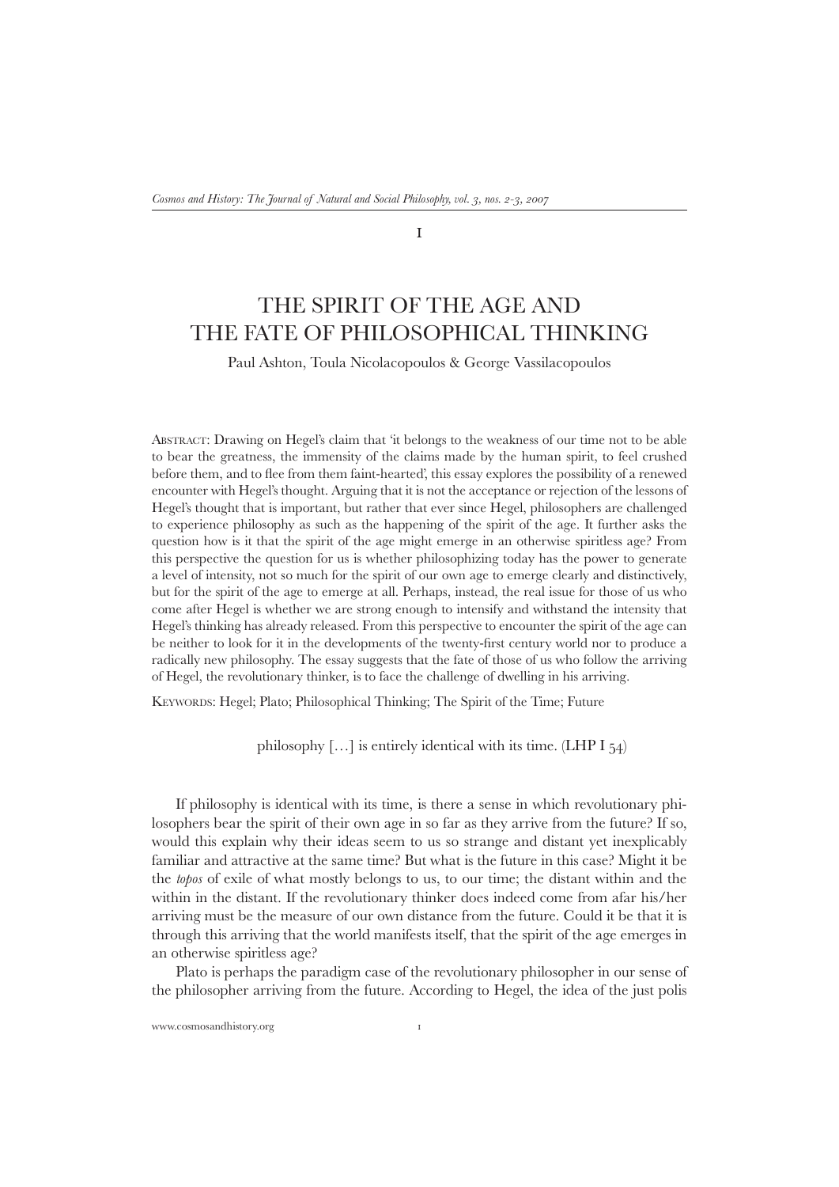# THE SPIRIT OF THE AGE AND THE FATE OF PHILOSOPHICAL THINKING

Paul Ashton, Toula Nicolacopoulos & George Vassilacopoulos

ABSTRACT: Drawing on Hegel's claim that 'it belongs to the weakness of our time not to be able to bear the greatness, the immensity of the claims made by the human spirit, to feel crushed before them, and to flee from them faint-hearted', this essay explores the possibility of a renewed encounter with Hegel's thought. Arguing that it is not the acceptance or rejection of the lessons of Hegel's thought that is important, but rather that ever since Hegel, philosophers are challenged to experience philosophy as such as the happening of the spirit of the age. It further asks the question how is it that the spirit of the age might emerge in an otherwise spiritless age? From this perspective the question for us is whether philosophizing today has the power to generate a level of intensity, not so much for the spirit of our own age to emerge clearly and distinctively, but for the spirit of the age to emerge at all. Perhaps, instead, the real issue for those of us who come after Hegel is whether we are strong enough to intensify and withstand the intensity that Hegel's thinking has already released. From this perspective to encounter the spirit of the age can be neither to look for it in the developments of the twenty-first century world nor to produce a radically new philosophy. The essay suggests that the fate of those of us who follow the arriving of Hegel, the revolutionary thinker, is to face the challenge of dwelling in his arriving.

KEYWORDS: Hegel; Plato; Philosophical Thinking; The Spirit of the Time; Future

> philosophy [...] is entirely identical with its time. (LHP I 54)

If philosophy is identical with its time, is there a sense in which revolutionary philosophers bear the spirit of their own age in so far as they arrive from the future? If so, would this explain why their ideas seem to us so strange and distant yet inexplicably familiar and attractive at the same time? But what is the future in this case? Might it be the *topos* of exile of what mostly belongs to us, to our time; the distant within and the within in the distant. If the revolutionary thinker does indeed come from afar his/her arriving must be the measure of our own distance from the future. Could it be that it is through this arriving that the world manifests itself, that the spirit of the age emerges in an otherwise spiritless age?

Plato is perhaps the paradigm case of the revolutionary philosopher in our sense of the philosopher arriving from the future. According to Hegel, the idea of the just polis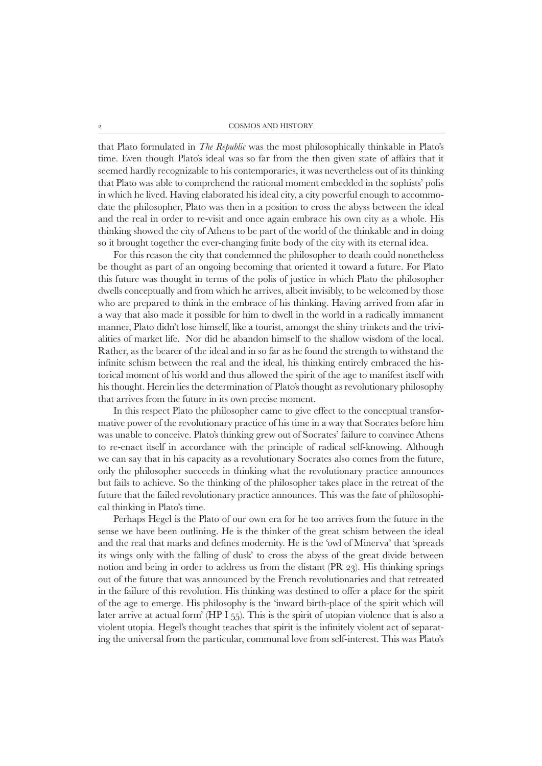that Plato formulated in *The Republic* was the most philosophically thinkable in Plato's time. Even though Plato's ideal was so far from the then given state of affairs that it seemed hardly recognizable to his contemporaries, it was nevertheless out of its thinking that Plato was able to comprehend the rational moment embedded in the sophists' polis in which he lived. Having elaborated his ideal city, a city powerful enough to accommodate the philosopher, Plato was then in a position to cross the abyss between the ideal and the real in order to re-visit and once again embrace his own city as a whole. His thinking showed the city of Athens to be part of the world of the thinkable and in doing so it brought together the ever-changing finite body of the city with its eternal idea.

For this reason the city that condemned the philosopher to death could nonetheless be thought as part of an ongoing becoming that oriented it toward a future. For Plato this future was thought in terms of the polis of justice in which Plato the philosopher dwells conceptually and from which he arrives, albeit invisibly, to be welcomed by those who are prepared to think in the embrace of his thinking. Having arrived from afar in a way that also made it possible for him to dwell in the world in a radically immanent manner, Plato didn't lose himself, like a tourist, amongst the shiny trinkets and the trivialities of market life. Nor did he abandon himself to the shallow wisdom of the local. Rather, as the bearer of the ideal and in so far as he found the strength to withstand the infinite schism between the real and the ideal, his thinking entirely embraced the historical moment of his world and thus allowed the spirit of the age to manifest itself with his thought. Herein lies the determination of Plato's thought as revolutionary philosophy that arrives from the future in its own precise moment.

In this respect Plato the philosopher came to give effect to the conceptual transformative power of the revolutionary practice of his time in a way that Socrates before him was unable to conceive. Plato's thinking grew out of Socrates' failure to convince Athens to re-enact itself in accordance with the principle of radical self-knowing. Although we can say that in his capacity as a revolutionary Socrates also comes from the future, only the philosopher succeeds in thinking what the revolutionary practice announces but fails to achieve. So the thinking of the philosopher takes place in the retreat of the future that the failed revolutionary practice announces. This was the fate of philosophical thinking in Plato's time.

Perhaps Hegel is the Plato of our own era for he too arrives from the future in the sense we have been outlining. He is the thinker of the great schism between the ideal and the real that marks and defines modernity. He is the 'owl of Minerva' that 'spreads its wings only with the falling of dusk' to cross the abyss of the great divide between notion and being in order to address us from the distant (PR 23). His thinking springs out of the future that was announced by the French revolutionaries and that retreated in the failure of this revolution. His thinking was destined to offer a place for the spirit of the age to emerge. His philosophy is the 'inward birth-place of the spirit which will later arrive at actual form' (HP I 55). This is the spirit of utopian violence that is also a violent utopia. Hegel's thought teaches that spirit is the infinitely violent act of separating the universal from the particular, communal love from self-interest. This was Plato's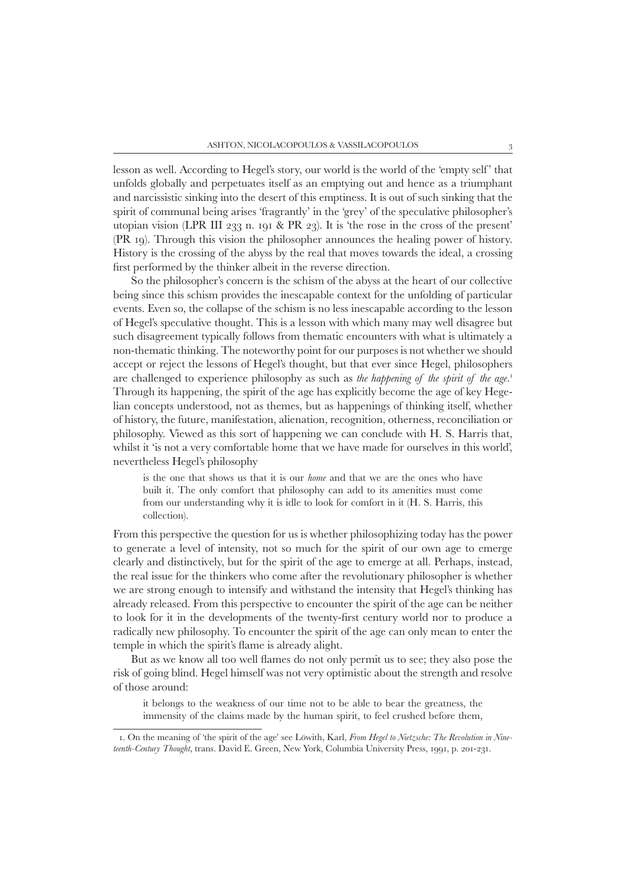lesson as well. According to Hegel's story, our world is the world of the 'empty self' that unfolds globally and perpetuates itself as an emptying out and hence as a triumphant and narcissistic sinking into the desert of this emptiness. It is out of such sinking that the spirit of communal being arises 'fragrantly' in the 'grey' of the speculative philosopher's utopian vision (LPR III 233 n. 191 & PR 23). It is 'the rose in the cross of the present' (PR 19). Through this vision the philosopher announces the healing power of history. History is the crossing of the abyss by the real that moves towards the ideal, a crossing first performed by the thinker albeit in the reverse direction.

So the philosopher's concern is the schism of the abyss at the heart of our collective being since this schism provides the inescapable context for the unfolding of particular events. Even so, the collapse of the schism is no less inescapable according to the lesson of Hegel's speculative thought. This is a lesson with which many may well disagree but such disagreement typically follows from thematic encounters with what is ultimately a non-thematic thinking. The noteworthy point for our purposes is not whether we should accept or reject the lessons of Hegel's thought, but that ever since Hegel, philosophers are challenged to experience philosophy as such as *the happening of the spirit of the age*.[1] Through its happening, the spirit of the age has explicitly become the age of key Hegelian concepts understood, not as themes, but as happenings of thinking itself, whether of history, the future, manifestation, alienation, recognition, otherness, reconciliation or philosophy. Viewed as this sort of happening we can conclude with H. S. Harris that, whilst it 'is not a very comfortable home that we have made for ourselves in this world', nevertheless Hegel's philosophy

> is the one that shows us that it is our *home* and that we are the ones who have built it. The only comfort that philosophy can add to its amenities must come from our understanding why it is idle to look for comfort in it (H. S. Harris, this collection).

From this perspective the question for us is whether philosophizing today has the power to generate a level of intensity, not so much for the spirit of our own age to emerge clearly and distinctively, but for the spirit of the age to emerge at all. Perhaps, instead, the real issue for the thinkers who come after the revolutionary philosopher is whether we are strong enough to intensify and withstand the intensity that Hegel's thinking has already released. From this perspective to encounter the spirit of the age can be neither to look for it in the developments of the twenty-first century world nor to produce a radically new philosophy. To encounter the spirit of the age can only mean to enter the temple in which the spirit's flame is already alight.

But as we know all too well flames do not only permit us to see; they also pose the risk of going blind. Hegel himself was not very optimistic about the strength and resolve of those around:

> it belongs to the weakness of our time not to be able to bear the greatness, the immensity of the claims made by the human spirit, to feel crushed before them,

---

1. On the meaning of 'the spirit of the age' see Löwith, Karl, *From Hegel to Nietzsche: The Revolution in Nineteenth-Century Thought*, trans. David E. Green, New York, Columbia University Press, 1991, p. 201-231.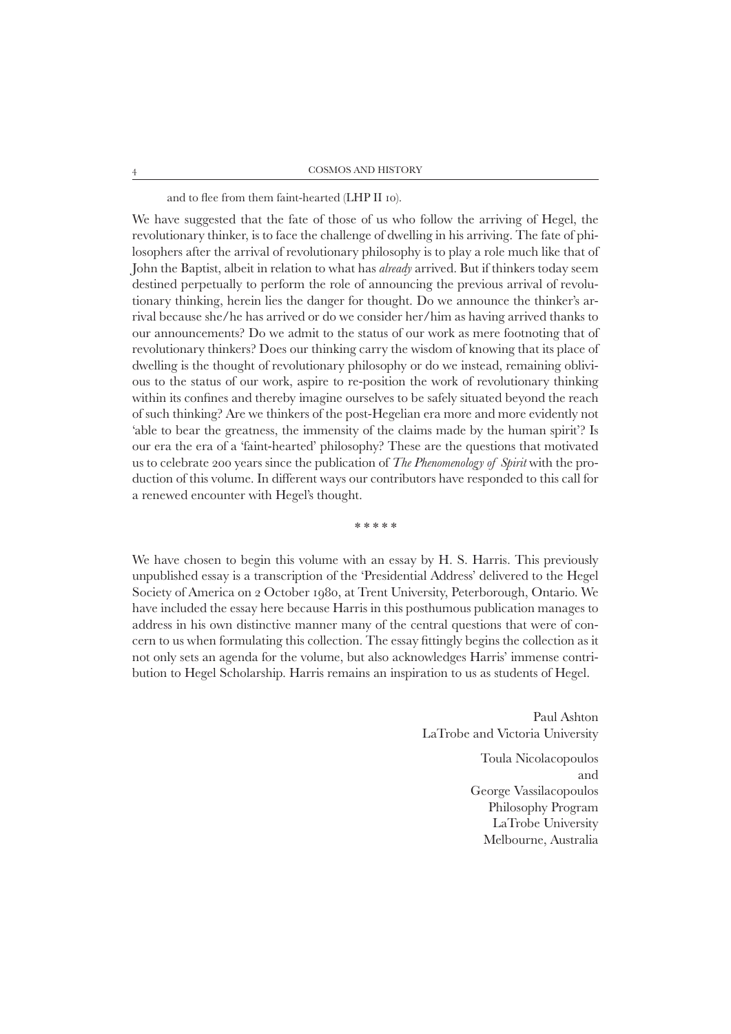and to flee from them faint-hearted (LHP II 10).

We have suggested that the fate of those of us who follow the arriving of Hegel, the revolutionary thinker, is to face the challenge of dwelling in his arriving. The fate of philosophers after the arrival of revolutionary philosophy is to play a role much like that of John the Baptist, albeit in relation to what has *already* arrived. But if thinkers today seem destined perpetually to perform the role of announcing the previous arrival of revolutionary thinking, herein lies the danger for thought. Do we announce the thinker's arrival because she/he has arrived or do we consider her/him as having arrived thanks to our announcements? Do we admit to the status of our work as mere footnoting that of revolutionary thinkers? Does our thinking carry the wisdom of knowing that its place of dwelling is the thought of revolutionary philosophy or do we instead, remaining oblivious to the status of our work, aspire to re-position the work of revolutionary thinking within its confines and thereby imagine ourselves to be safely situated beyond the reach of such thinking? Are we thinkers of the post-Hegelian era more and more evidently not 'able to bear the greatness, the immensity of the claims made by the human spirit'? Is our era the era of a 'faint-hearted' philosophy? These are the questions that motivated us to celebrate 200 years since the publication of *The Phenomenology of Spirit* with the production of this volume. In different ways our contributors have responded to this call for a renewed encounter with Hegel's thought.

\* \* \* \* \*

We have chosen to begin this volume with an essay by H. S. Harris. This previously unpublished essay is a transcription of the 'Presidential Address' delivered to the Hegel Society of America on 2 October 1980, at Trent University, Peterborough, Ontario. We have included the essay here because Harris in this posthumous publication manages to address in his own distinctive manner many of the central questions that were of concern to us when formulating this collection. The essay fittingly begins the collection as it not only sets an agenda for the volume, but also acknowledges Harris' immense contribution to Hegel Scholarship. Harris remains an inspiration to us as students of Hegel.

Paul Ashton
LaTrobe and Victoria University

Toula Nicolacopoulos
and
George Vassilacopoulos
Philosophy Program
LaTrobe University
Melbourne, Australia